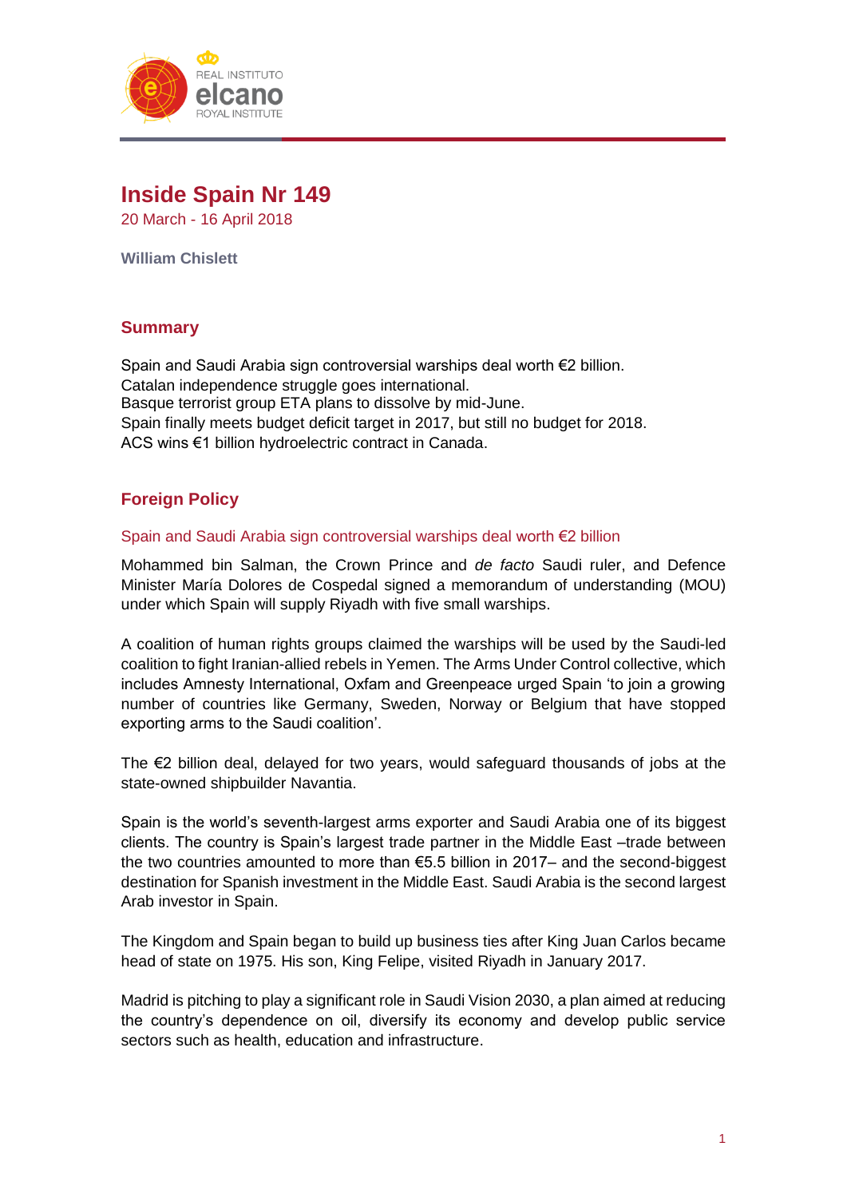# Inside Spain Nr 149

20 March - 16 April 2018

**William Chislett**

## Summary

Spain and Saudi Arabia sign controversial warships deal worth €2 billion.
Catalan independence struggle goes international.
Basque terrorist group ETA plans to dissolve by mid-June.
Spain finally meets budget deficit target in 2017, but still no budget for 2018.
ACS wins €1 billion hydroelectric contract in Canada.

## Foreign Policy

### Spain and Saudi Arabia sign controversial warships deal worth €2 billion

Mohammed bin Salman, the Crown Prince and *de facto* Saudi ruler, and Defence Minister María Dolores de Cospedal signed a memorandum of understanding (MOU) under which Spain will supply Riyadh with five small warships.

A coalition of human rights groups claimed the warships will be used by the Saudi-led coalition to fight Iranian-allied rebels in Yemen. The Arms Under Control collective, which includes Amnesty International, Oxfam and Greenpeace urged Spain 'to join a growing number of countries like Germany, Sweden, Norway or Belgium that have stopped exporting arms to the Saudi coalition'.

The €2 billion deal, delayed for two years, would safeguard thousands of jobs at the state-owned shipbuilder Navantia.

Spain is the world's seventh-largest arms exporter and Saudi Arabia one of its biggest clients. The country is Spain's largest trade partner in the Middle East –trade between the two countries amounted to more than €5.5 billion in 2017– and the second-biggest destination for Spanish investment in the Middle East. Saudi Arabia is the second largest Arab investor in Spain.

The Kingdom and Spain began to build up business ties after King Juan Carlos became head of state on 1975. His son, King Felipe, visited Riyadh in January 2017.

Madrid is pitching to play a significant role in Saudi Vision 2030, a plan aimed at reducing the country's dependence on oil, diversify its economy and develop public service sectors such as health, education and infrastructure.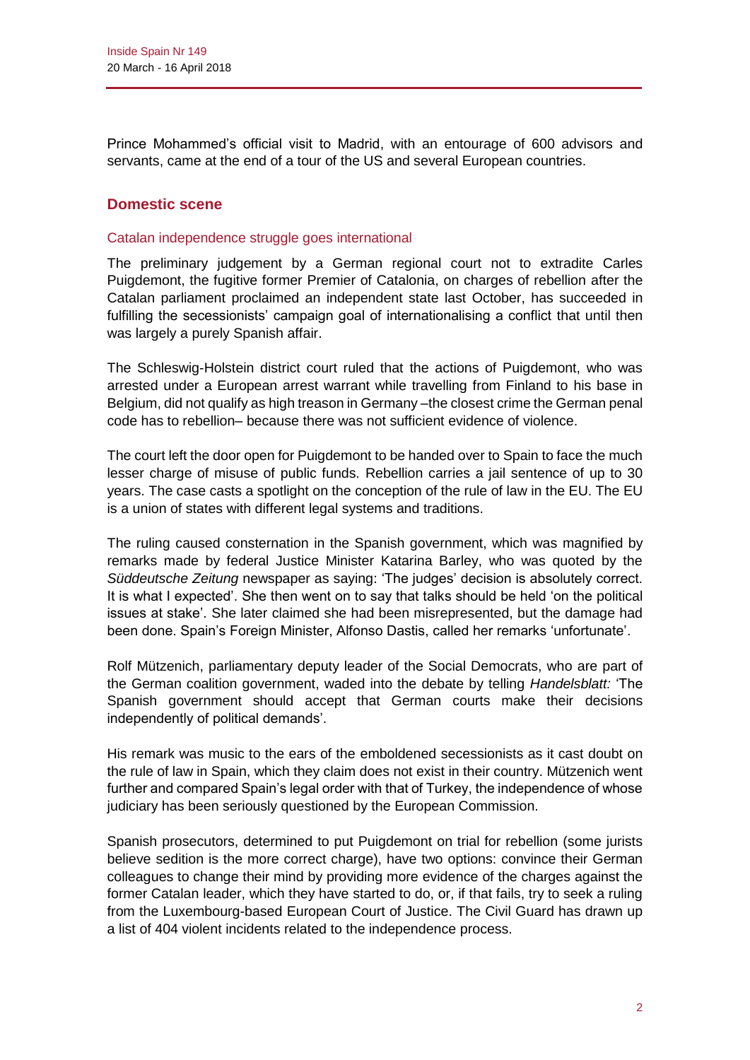Prince Mohammed's official visit to Madrid, with an entourage of 600 advisors and servants, came at the end of a tour of the US and several European countries.

## Domestic scene

### Catalan independence struggle goes international

The preliminary judgement by a German regional court not to extradite Carles Puigdemont, the fugitive former Premier of Catalonia, on charges of rebellion after the Catalan parliament proclaimed an independent state last October, has succeeded in fulfilling the secessionists' campaign goal of internationalising a conflict that until then was largely a purely Spanish affair.

The Schleswig-Holstein district court ruled that the actions of Puigdemont, who was arrested under a European arrest warrant while travelling from Finland to his base in Belgium, did not qualify as high treason in Germany –the closest crime the German penal code has to rebellion– because there was not sufficient evidence of violence.

The court left the door open for Puigdemont to be handed over to Spain to face the much lesser charge of misuse of public funds. Rebellion carries a jail sentence of up to 30 years. The case casts a spotlight on the conception of the rule of law in the EU. The EU is a union of states with different legal systems and traditions.

The ruling caused consternation in the Spanish government, which was magnified by remarks made by federal Justice Minister Katarina Barley, who was quoted by the *Süddeutsche Zeitung* newspaper as saying: 'The judges' decision is absolutely correct. It is what I expected'. She then went on to say that talks should be held 'on the political issues at stake'. She later claimed she had been misrepresented, but the damage had been done. Spain's Foreign Minister, Alfonso Dastis, called her remarks 'unfortunate'.

Rolf Mützenich, parliamentary deputy leader of the Social Democrats, who are part of the German coalition government, waded into the debate by telling *Handelsblatt:* 'The Spanish government should accept that German courts make their decisions independently of political demands'.

His remark was music to the ears of the emboldened secessionists as it cast doubt on the rule of law in Spain, which they claim does not exist in their country. Mützenich went further and compared Spain's legal order with that of Turkey, the independence of whose judiciary has been seriously questioned by the European Commission.

Spanish prosecutors, determined to put Puigdemont on trial for rebellion (some jurists believe sedition is the more correct charge), have two options: convince their German colleagues to change their mind by providing more evidence of the charges against the former Catalan leader, which they have started to do, or, if that fails, try to seek a ruling from the Luxembourg-based European Court of Justice. The Civil Guard has drawn up a list of 404 violent incidents related to the independence process.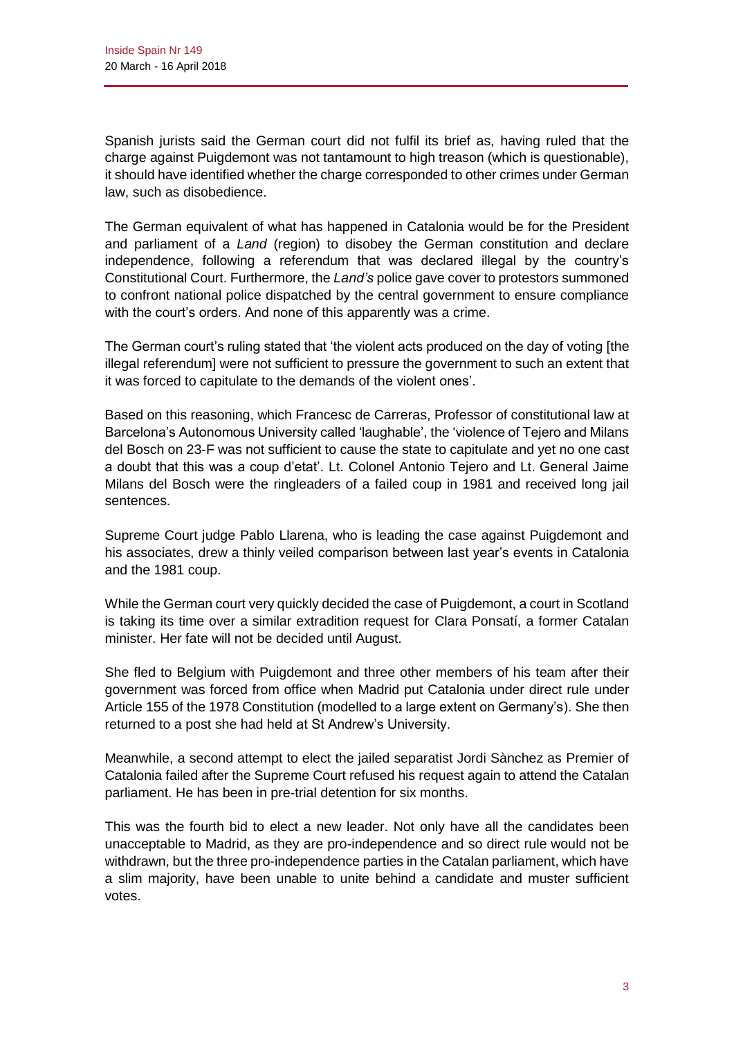Spanish jurists said the German court did not fulfil its brief as, having ruled that the charge against Puigdemont was not tantamount to high treason (which is questionable), it should have identified whether the charge corresponded to other crimes under German law, such as disobedience.

The German equivalent of what has happened in Catalonia would be for the President and parliament of a *Land* (region) to disobey the German constitution and declare independence, following a referendum that was declared illegal by the country's Constitutional Court. Furthermore, the *Land's* police gave cover to protestors summoned to confront national police dispatched by the central government to ensure compliance with the court's orders. And none of this apparently was a crime.

The German court's ruling stated that 'the violent acts produced on the day of voting [the illegal referendum] were not sufficient to pressure the government to such an extent that it was forced to capitulate to the demands of the violent ones'.

Based on this reasoning, which Francesc de Carreras, Professor of constitutional law at Barcelona's Autonomous University called 'laughable', the 'violence of Tejero and Milans del Bosch on 23-F was not sufficient to cause the state to capitulate and yet no one cast a doubt that this was a coup d'etat'. Lt. Colonel Antonio Tejero and Lt. General Jaime Milans del Bosch were the ringleaders of a failed coup in 1981 and received long jail sentences.

Supreme Court judge Pablo Llarena, who is leading the case against Puigdemont and his associates, drew a thinly veiled comparison between last year's events in Catalonia and the 1981 coup.

While the German court very quickly decided the case of Puigdemont, a court in Scotland is taking its time over a similar extradition request for Clara Ponsatí, a former Catalan minister. Her fate will not be decided until August.

She fled to Belgium with Puigdemont and three other members of his team after their government was forced from office when Madrid put Catalonia under direct rule under Article 155 of the 1978 Constitution (modelled to a large extent on Germany's). She then returned to a post she had held at St Andrew's University.

Meanwhile, a second attempt to elect the jailed separatist Jordi Sànchez as Premier of Catalonia failed after the Supreme Court refused his request again to attend the Catalan parliament. He has been in pre-trial detention for six months.

This was the fourth bid to elect a new leader. Not only have all the candidates been unacceptable to Madrid, as they are pro-independence and so direct rule would not be withdrawn, but the three pro-independence parties in the Catalan parliament, which have a slim majority, have been unable to unite behind a candidate and muster sufficient votes.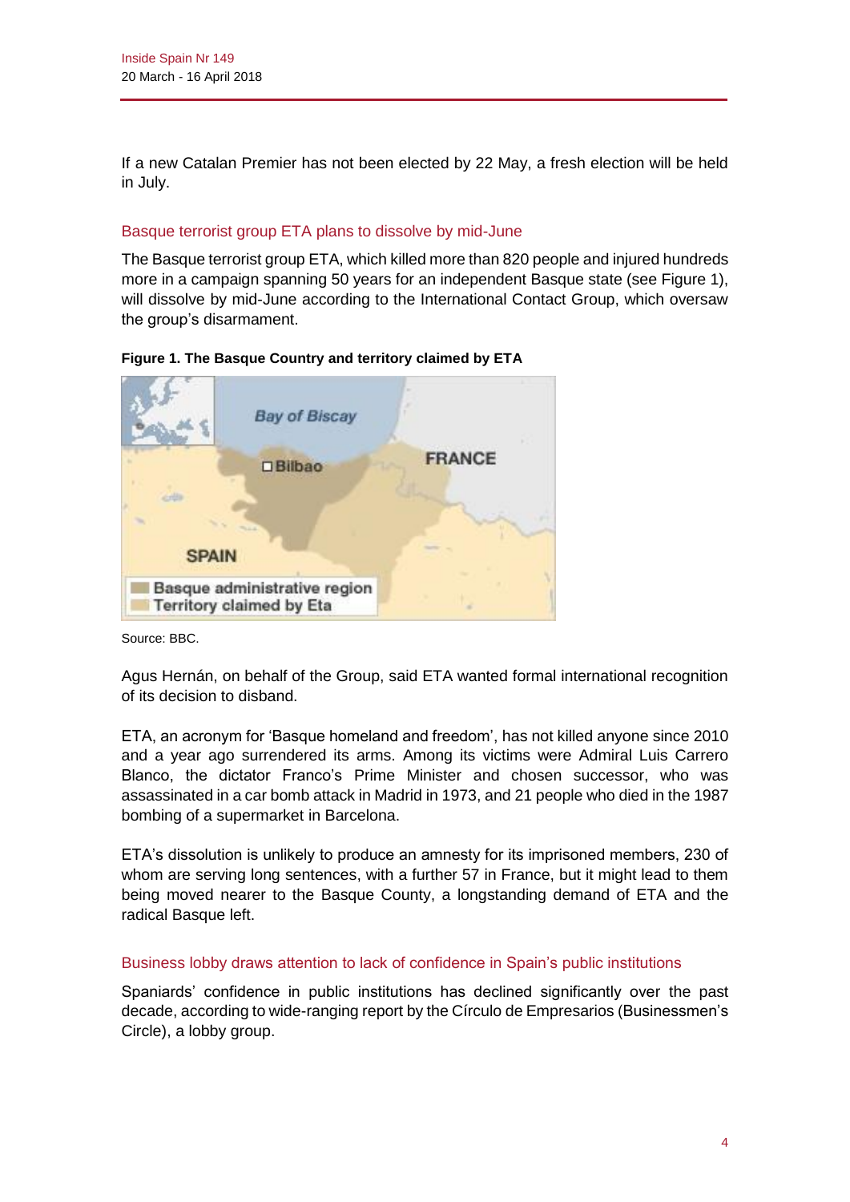If a new Catalan Premier has not been elected by 22 May, a fresh election will be held in July.

## Basque terrorist group ETA plans to dissolve by mid-June

The Basque terrorist group ETA, which killed more than 820 people and injured hundreds more in a campaign spanning 50 years for an independent Basque state (see Figure 1), will dissolve by mid-June according to the International Contact Group, which oversaw the group's disarmament.

**Figure 1. The Basque Country and territory claimed by ETA**

Source: BBC.

Agus Hernán, on behalf of the Group, said ETA wanted formal international recognition of its decision to disband.

ETA, an acronym for 'Basque homeland and freedom', has not killed anyone since 2010 and a year ago surrendered its arms. Among its victims were Admiral Luis Carrero Blanco, the dictator Franco's Prime Minister and chosen successor, who was assassinated in a car bomb attack in Madrid in 1973, and 21 people who died in the 1987 bombing of a supermarket in Barcelona.

ETA's dissolution is unlikely to produce an amnesty for its imprisoned members, 230 of whom are serving long sentences, with a further 57 in France, but it might lead to them being moved nearer to the Basque County, a longstanding demand of ETA and the radical Basque left.

## Business lobby draws attention to lack of confidence in Spain's public institutions

Spaniards' confidence in public institutions has declined significantly over the past decade, according to wide-ranging report by the Círculo de Empresarios (Businessmen's Circle), a lobby group.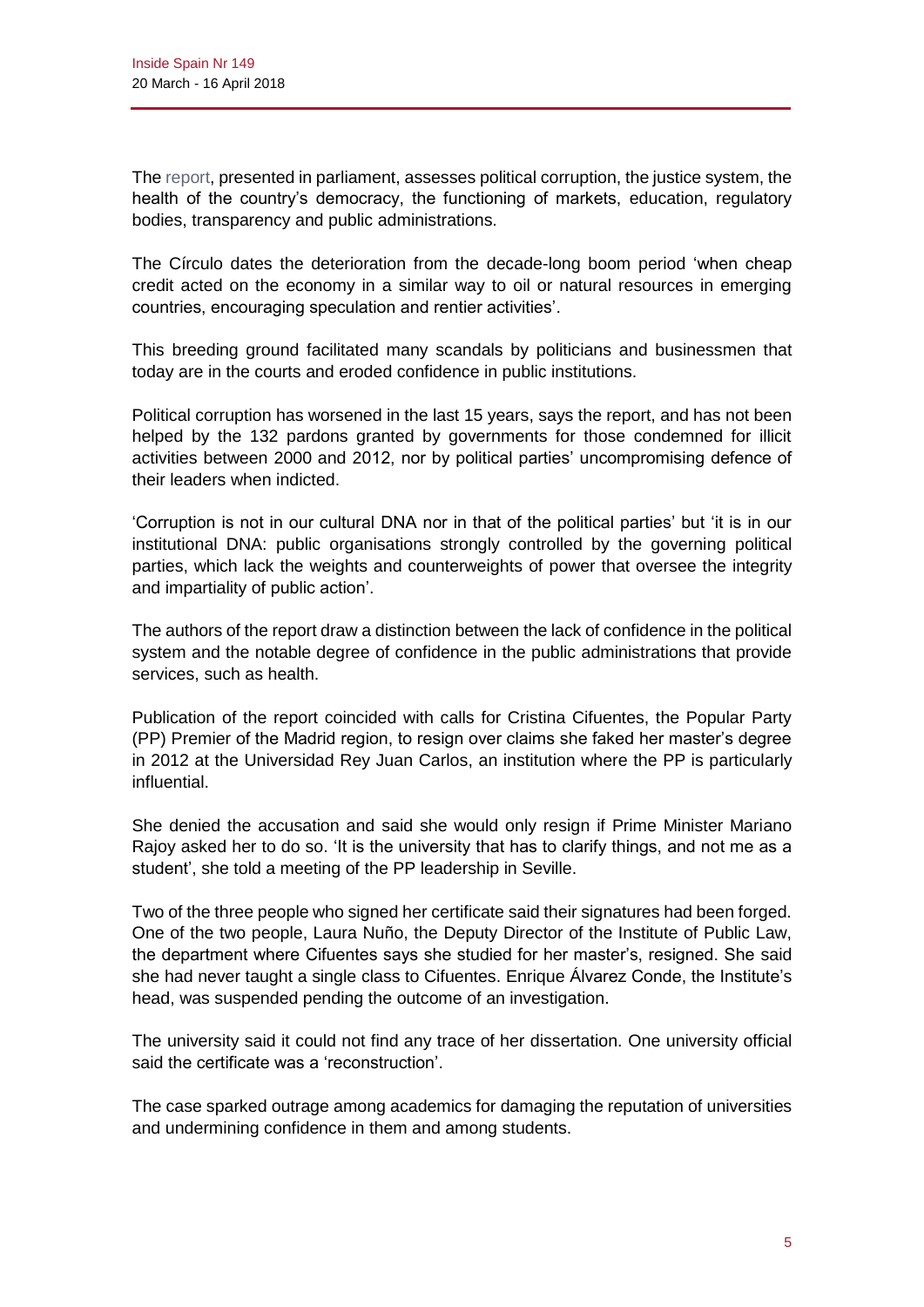The report, presented in parliament, assesses political corruption, the justice system, the health of the country's democracy, the functioning of markets, education, regulatory bodies, transparency and public administrations.

The Círculo dates the deterioration from the decade-long boom period 'when cheap credit acted on the economy in a similar way to oil or natural resources in emerging countries, encouraging speculation and rentier activities'.

This breeding ground facilitated many scandals by politicians and businessmen that today are in the courts and eroded confidence in public institutions.

Political corruption has worsened in the last 15 years, says the report, and has not been helped by the 132 pardons granted by governments for those condemned for illicit activities between 2000 and 2012, nor by political parties' uncompromising defence of their leaders when indicted.

'Corruption is not in our cultural DNA nor in that of the political parties' but 'it is in our institutional DNA: public organisations strongly controlled by the governing political parties, which lack the weights and counterweights of power that oversee the integrity and impartiality of public action'.

The authors of the report draw a distinction between the lack of confidence in the political system and the notable degree of confidence in the public administrations that provide services, such as health.

Publication of the report coincided with calls for Cristina Cifuentes, the Popular Party (PP) Premier of the Madrid region, to resign over claims she faked her master's degree in 2012 at the Universidad Rey Juan Carlos, an institution where the PP is particularly influential.

She denied the accusation and said she would only resign if Prime Minister Mariano Rajoy asked her to do so. 'It is the university that has to clarify things, and not me as a student', she told a meeting of the PP leadership in Seville.

Two of the three people who signed her certificate said their signatures had been forged. One of the two people, Laura Nuño, the Deputy Director of the Institute of Public Law, the department where Cifuentes says she studied for her master's, resigned. She said she had never taught a single class to Cifuentes. Enrique Álvarez Conde, the Institute's head, was suspended pending the outcome of an investigation.

The university said it could not find any trace of her dissertation. One university official said the certificate was a 'reconstruction'.

The case sparked outrage among academics for damaging the reputation of universities and undermining confidence in them and among students.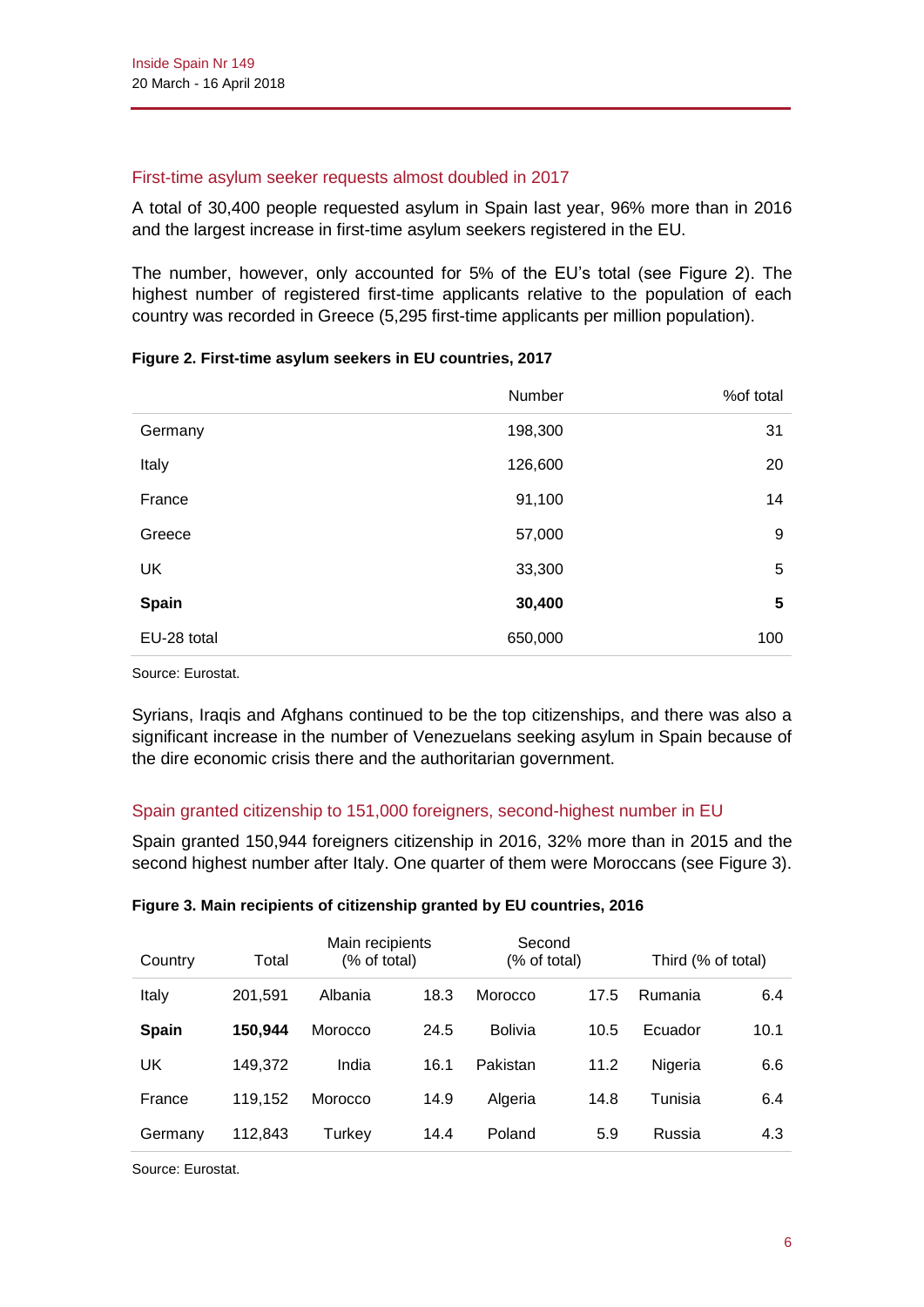## First-time asylum seeker requests almost doubled in 2017

A total of 30,400 people requested asylum in Spain last year, 96% more than in 2016 and the largest increase in first-time asylum seekers registered in the EU.

The number, however, only accounted for 5% of the EU's total (see Figure 2). The highest number of registered first-time applicants relative to the population of each country was recorded in Greece (5,295 first-time applicants per million population).

**Figure 2. First-time asylum seekers in EU countries, 2017**

| | Number | %of total |
|---|---|---|
| Germany | 198,300 | 31 |
| Italy | 126,600 | 20 |
| France | 91,100 | 14 |
| Greece | 57,000 | 9 |
| UK | 33,300 | 5 |
| **Spain** | **30,400** | **5** |
| EU-28 total | 650,000 | 100 |

Source: Eurostat.

Syrians, Iraqis and Afghans continued to be the top citizenships, and there was also a significant increase in the number of Venezuelans seeking asylum in Spain because of the dire economic crisis there and the authoritarian government.

## Spain granted citizenship to 151,000 foreigners, second-highest number in EU

Spain granted 150,944 foreigners citizenship in 2016, 32% more than in 2015 and the second highest number after Italy. One quarter of them were Moroccans (see Figure 3).

**Figure 3. Main recipients of citizenship granted by EU countries, 2016**

| Country | Total | Main recipients (% of total) | | Second (% of total) | | Third (% of total) | |
|---|---|---|---|---|---|---|---|
| Italy | 201,591 | Albania | 18.3 | Morocco | 17.5 | Rumania | 6.4 |
| **Spain** | **150,944** | Morocco | 24.5 | Bolivia | 10.5 | Ecuador | 10.1 |
| UK | 149,372 | India | 16.1 | Pakistan | 11.2 | Nigeria | 6.6 |
| France | 119,152 | Morocco | 14.9 | Algeria | 14.8 | Tunisia | 6.4 |
| Germany | 112,843 | Turkey | 14.4 | Poland | 5.9 | Russia | 4.3 |

Source: Eurostat.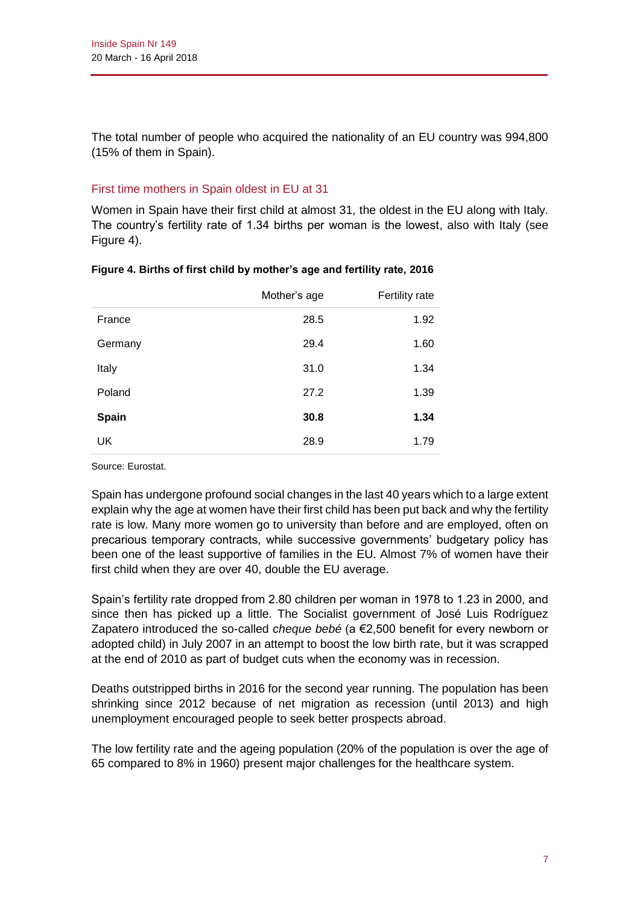The total number of people who acquired the nationality of an EU country was 994,800 (15% of them in Spain).

## First time mothers in Spain oldest in EU at 31

Women in Spain have their first child at almost 31, the oldest in the EU along with Italy. The country's fertility rate of 1.34 births per woman is the lowest, also with Italy (see Figure 4).

**Figure 4. Births of first child by mother's age and fertility rate, 2016**

| | Mother's age | Fertility rate |
|---|---|---|
| France | 28.5 | 1.92 |
| Germany | 29.4 | 1.60 |
| Italy | 31.0 | 1.34 |
| Poland | 27.2 | 1.39 |
| **Spain** | **30.8** | **1.34** |
| UK | 28.9 | 1.79 |

Source: Eurostat.

Spain has undergone profound social changes in the last 40 years which to a large extent explain why the age at women have their first child has been put back and why the fertility rate is low. Many more women go to university than before and are employed, often on precarious temporary contracts, while successive governments' budgetary policy has been one of the least supportive of families in the EU. Almost 7% of women have their first child when they are over 40, double the EU average.

Spain's fertility rate dropped from 2.80 children per woman in 1978 to 1.23 in 2000, and since then has picked up a little. The Socialist government of José Luis Rodríguez Zapatero introduced the so-called *cheque bebé* (a €2,500 benefit for every newborn or adopted child) in July 2007 in an attempt to boost the low birth rate, but it was scrapped at the end of 2010 as part of budget cuts when the economy was in recession.

Deaths outstripped births in 2016 for the second year running. The population has been shrinking since 2012 because of net migration as recession (until 2013) and high unemployment encouraged people to seek better prospects abroad.

The low fertility rate and the ageing population (20% of the population is over the age of 65 compared to 8% in 1960) present major challenges for the healthcare system.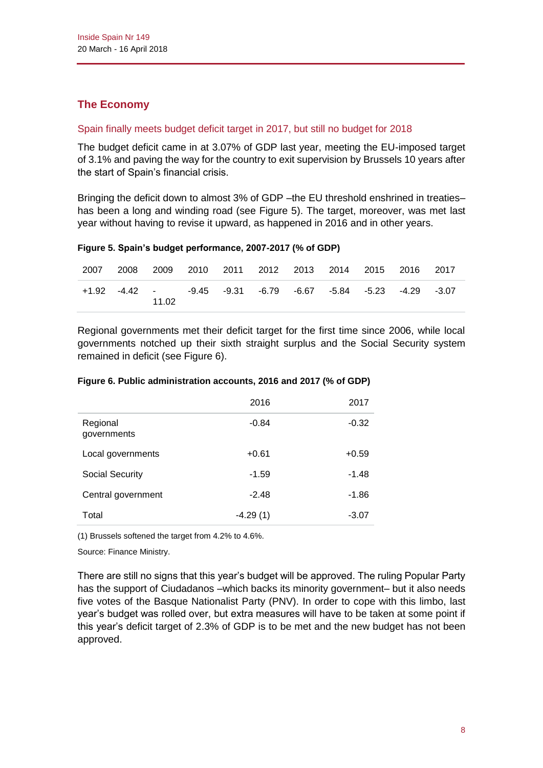## The Economy

### Spain finally meets budget deficit target in 2017, but still no budget for 2018

The budget deficit came in at 3.07% of GDP last year, meeting the EU-imposed target of 3.1% and paving the way for the country to exit supervision by Brussels 10 years after the start of Spain's financial crisis.

Bringing the deficit down to almost 3% of GDP –the EU threshold enshrined in treaties– has been a long and winding road (see Figure 5). The target, moreover, was met last year without having to revise it upward, as happened in 2016 and in other years.

**Figure 5. Spain's budget performance, 2007-2017 (% of GDP)**

| 2007 | 2008 | 2009 | 2010 | 2011 | 2012 | 2013 | 2014 | 2015 | 2016 | 2017 |
|---|---|---|---|---|---|---|---|---|---|---|
| +1.92 | -4.42 | -11.02 | -9.45 | -9.31 | -6.79 | -6.67 | -5.84 | -5.23 | -4.29 | -3.07 |

Regional governments met their deficit target for the first time since 2006, while local governments notched up their sixth straight surplus and the Social Security system remained in deficit (see Figure 6).

**Figure 6. Public administration accounts, 2016 and 2017 (% of GDP)**

| | 2016 | 2017 |
|---|---|---|
| Regional governments | -0.84 | -0.32 |
| Local governments | +0.61 | +0.59 |
| Social Security | -1.59 | -1.48 |
| Central government | -2.48 | -1.86 |
| Total | -4.29 (1) | -3.07 |

(1) Brussels softened the target from 4.2% to 4.6%.

Source: Finance Ministry.

There are still no signs that this year's budget will be approved. The ruling Popular Party has the support of Ciudadanos –which backs its minority government– but it also needs five votes of the Basque Nationalist Party (PNV). In order to cope with this limbo, last year's budget was rolled over, but extra measures will have to be taken at some point if this year's deficit target of 2.3% of GDP is to be met and the new budget has not been approved.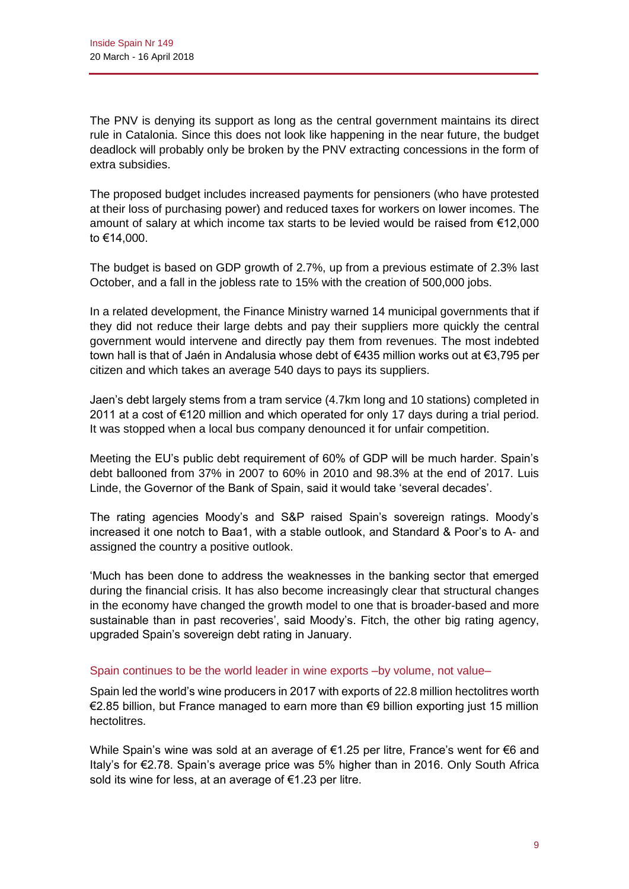The PNV is denying its support as long as the central government maintains its direct rule in Catalonia. Since this does not look like happening in the near future, the budget deadlock will probably only be broken by the PNV extracting concessions in the form of extra subsidies.

The proposed budget includes increased payments for pensioners (who have protested at their loss of purchasing power) and reduced taxes for workers on lower incomes. The amount of salary at which income tax starts to be levied would be raised from €12,000 to €14,000.

The budget is based on GDP growth of 2.7%, up from a previous estimate of 2.3% last October, and a fall in the jobless rate to 15% with the creation of 500,000 jobs.

In a related development, the Finance Ministry warned 14 municipal governments that if they did not reduce their large debts and pay their suppliers more quickly the central government would intervene and directly pay them from revenues. The most indebted town hall is that of Jaén in Andalusia whose debt of €435 million works out at €3,795 per citizen and which takes an average 540 days to pays its suppliers.

Jaen's debt largely stems from a tram service (4.7km long and 10 stations) completed in 2011 at a cost of €120 million and which operated for only 17 days during a trial period. It was stopped when a local bus company denounced it for unfair competition.

Meeting the EU's public debt requirement of 60% of GDP will be much harder. Spain's debt ballooned from 37% in 2007 to 60% in 2010 and 98.3% at the end of 2017. Luis Linde, the Governor of the Bank of Spain, said it would take 'several decades'.

The rating agencies Moody's and S&P raised Spain's sovereign ratings. Moody's increased it one notch to Baa1, with a stable outlook, and Standard & Poor's to A- and assigned the country a positive outlook.

'Much has been done to address the weaknesses in the banking sector that emerged during the financial crisis. It has also become increasingly clear that structural changes in the economy have changed the growth model to one that is broader-based and more sustainable than in past recoveries', said Moody's. Fitch, the other big rating agency, upgraded Spain's sovereign debt rating in January.

## Spain continues to be the world leader in wine exports –by volume, not value–

Spain led the world's wine producers in 2017 with exports of 22.8 million hectolitres worth €2.85 billion, but France managed to earn more than €9 billion exporting just 15 million hectolitres.

While Spain's wine was sold at an average of €1.25 per litre, France's went for €6 and Italy's for €2.78. Spain's average price was 5% higher than in 2016. Only South Africa sold its wine for less, at an average of €1.23 per litre.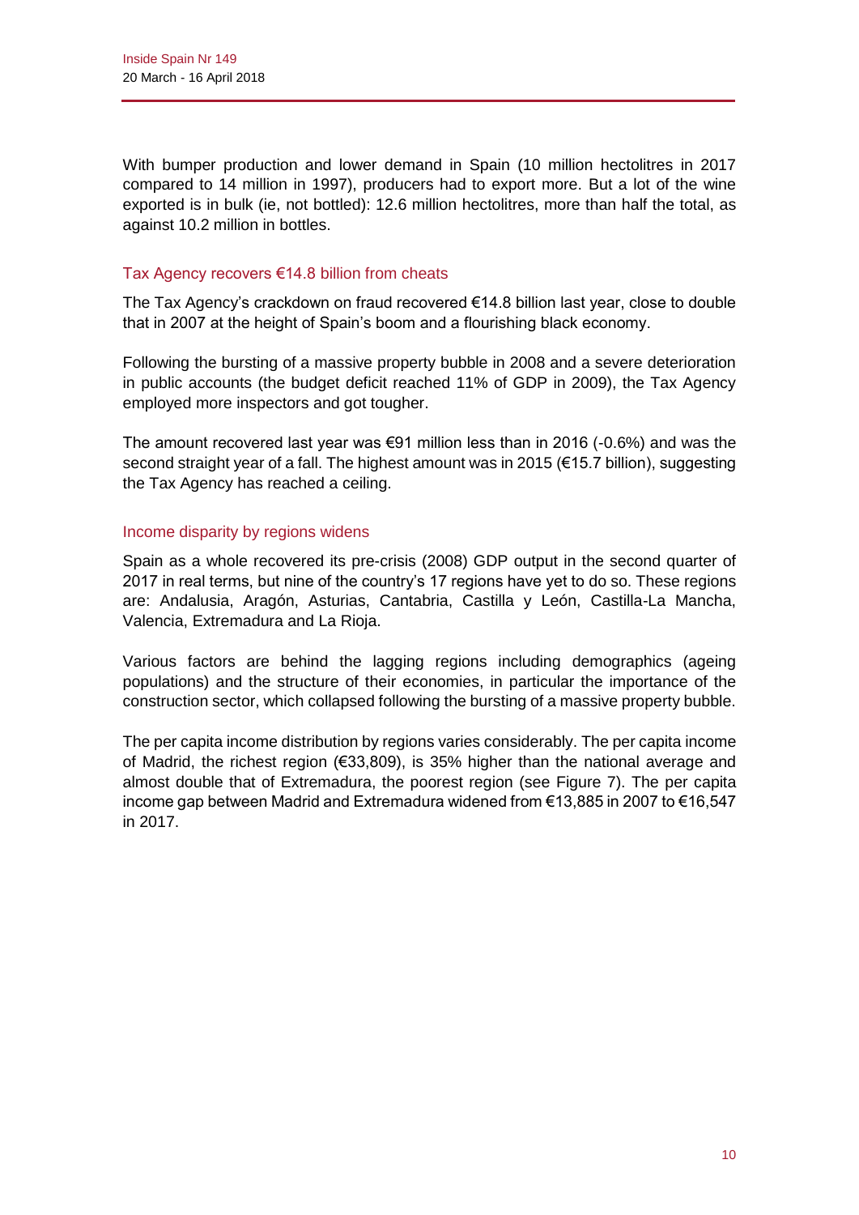With bumper production and lower demand in Spain (10 million hectolitres in 2017 compared to 14 million in 1997), producers had to export more. But a lot of the wine exported is in bulk (ie, not bottled): 12.6 million hectolitres, more than half the total, as against 10.2 million in bottles.

### Tax Agency recovers €14.8 billion from cheats

The Tax Agency's crackdown on fraud recovered €14.8 billion last year, close to double that in 2007 at the height of Spain's boom and a flourishing black economy.

Following the bursting of a massive property bubble in 2008 and a severe deterioration in public accounts (the budget deficit reached 11% of GDP in 2009), the Tax Agency employed more inspectors and got tougher.

The amount recovered last year was €91 million less than in 2016 (-0.6%) and was the second straight year of a fall. The highest amount was in 2015 (€15.7 billion), suggesting the Tax Agency has reached a ceiling.

### Income disparity by regions widens

Spain as a whole recovered its pre-crisis (2008) GDP output in the second quarter of 2017 in real terms, but nine of the country's 17 regions have yet to do so. These regions are: Andalusia, Aragón, Asturias, Cantabria, Castilla y León, Castilla-La Mancha, Valencia, Extremadura and La Rioja.

Various factors are behind the lagging regions including demographics (ageing populations) and the structure of their economies, in particular the importance of the construction sector, which collapsed following the bursting of a massive property bubble.

The per capita income distribution by regions varies considerably. The per capita income of Madrid, the richest region (€33,809), is 35% higher than the national average and almost double that of Extremadura, the poorest region (see Figure 7). The per capita income gap between Madrid and Extremadura widened from €13,885 in 2007 to €16,547 in 2017.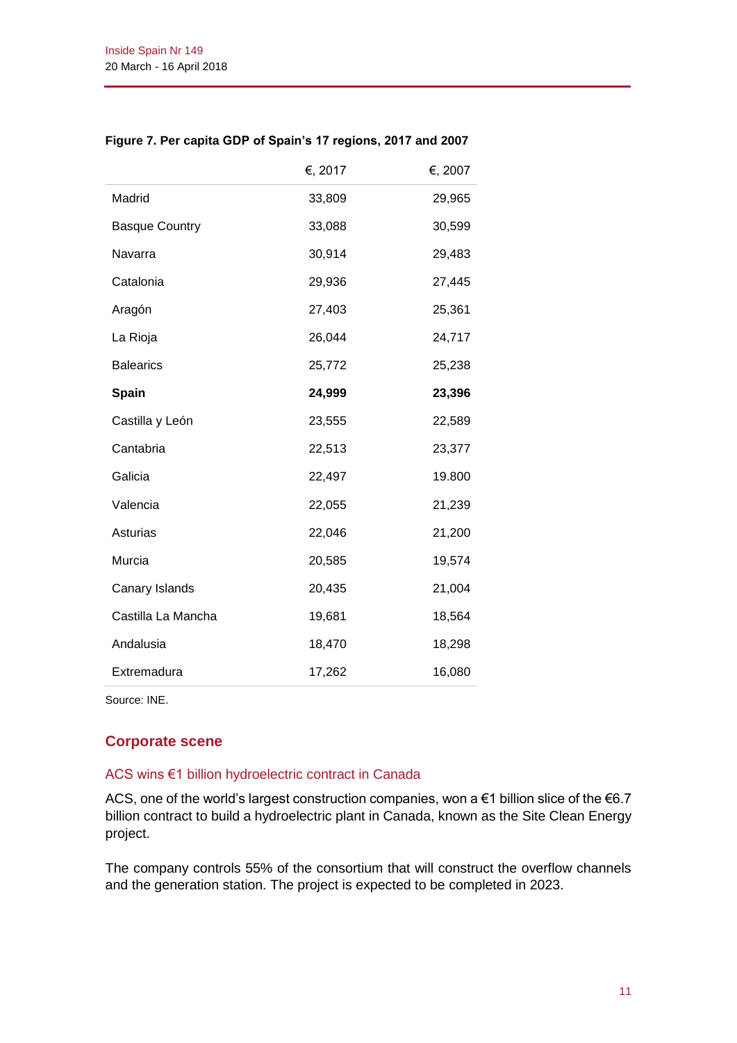**Figure 7. Per capita GDP of Spain's 17 regions, 2017 and 2007**

| | €, 2017 | €, 2007 |
|---|---|---|
| Madrid | 33,809 | 29,965 |
| Basque Country | 33,088 | 30,599 |
| Navarra | 30,914 | 29,483 |
| Catalonia | 29,936 | 27,445 |
| Aragón | 27,403 | 25,361 |
| La Rioja | 26,044 | 24,717 |
| Balearics | 25,772 | 25,238 |
| **Spain** | **24,999** | **23,396** |
| Castilla y León | 23,555 | 22,589 |
| Cantabria | 22,513 | 23,377 |
| Galicia | 22,497 | 19.800 |
| Valencia | 22,055 | 21,239 |
| Asturias | 22,046 | 21,200 |
| Murcia | 20,585 | 19,574 |
| Canary Islands | 20,435 | 21,004 |
| Castilla La Mancha | 19,681 | 18,564 |
| Andalusia | 18,470 | 18,298 |
| Extremadura | 17,262 | 16,080 |

Source: INE.

## Corporate scene

### ACS wins €1 billion hydroelectric contract in Canada

ACS, one of the world's largest construction companies, won a €1 billion slice of the €6.7 billion contract to build a hydroelectric plant in Canada, known as the Site Clean Energy project.

The company controls 55% of the consortium that will construct the overflow channels and the generation station. The project is expected to be completed in 2023.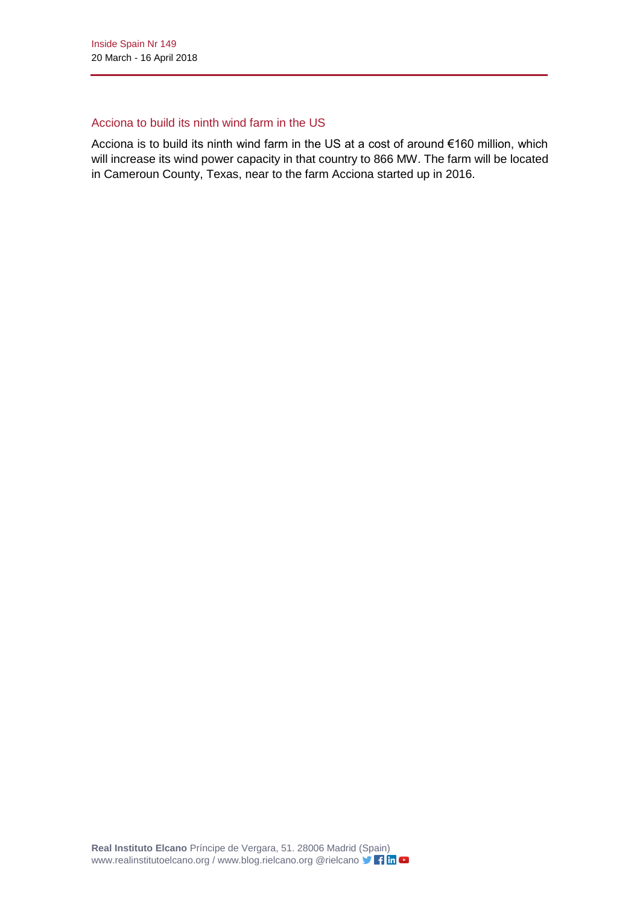### Acciona to build its ninth wind farm in the US

Acciona is to build its ninth wind farm in the US at a cost of around €160 million, which will increase its wind power capacity in that country to 866 MW. The farm will be located in Cameroun County, Texas, near to the farm Acciona started up in 2016.